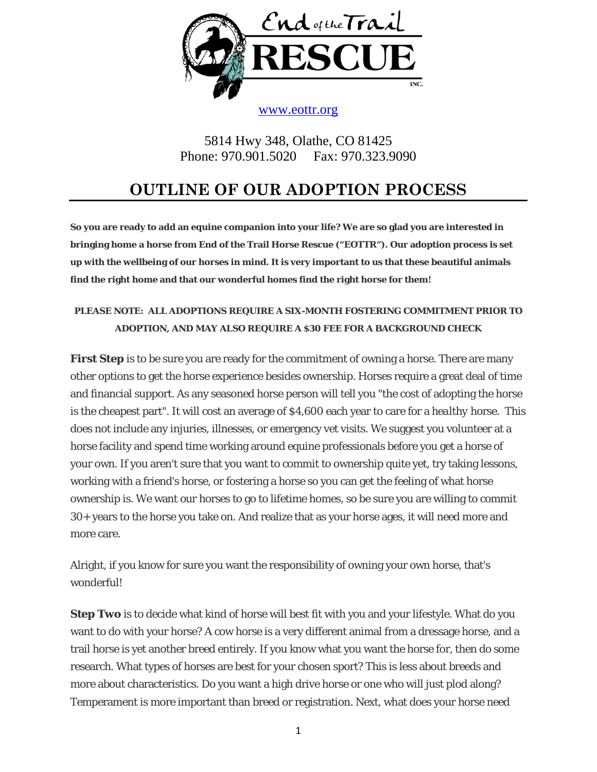End of the Trail RESCUE INC.

www.eottr.org

5814 Hwy 348, Olathe, CO 81425
Phone: 970.901.5020 Fax: 970.323.9090

# OUTLINE OF OUR ADOPTION PROCESS

**So you are ready to add an equine companion into your life? We are so glad you are interested in bringing home a horse from End of the Trail Horse Rescue ("EOTTR"). Our adoption process is set up with the wellbeing of our horses in mind. It is very important to us that these beautiful animals find the right home and that our wonderful homes find the right horse for them!**

**PLEASE NOTE: ALL ADOPTIONS REQUIRE A SIX-MONTH FOSTERING COMMITMENT PRIOR TO ADOPTION, AND MAY ALSO REQUIRE A $30 FEE FOR A BACKGROUND CHECK**

**First Step** is to be sure you are ready for the commitment of owning a horse. There are many other options to get the horse experience besides ownership. Horses require a great deal of time and financial support. As any seasoned horse person will tell you "the cost of adopting the horse is the cheapest part". It will cost an average of $4,600 each year to care for a healthy horse. This does not include any injuries, illnesses, or emergency vet visits. We suggest you volunteer at a horse facility and spend time working around equine professionals before you get a horse of your own. If you aren't sure that you want to commit to ownership quite yet, try taking lessons, working with a friend's horse, or fostering a horse so you can get the feeling of what horse ownership is. We want our horses to go to lifetime homes, so be sure you are willing to commit 30+ years to the horse you take on. And realize that as your horse ages, it will need more and more care.

Alright, if you know for sure you want the responsibility of owning your own horse, that's wonderful!

**Step Two** is to decide what kind of horse will best fit with you and your lifestyle. What do you want to do with your horse? A cow horse is a very different animal from a dressage horse, and a trail horse is yet another breed entirely. If you know what you want the horse for, then do some research. What types of horses are best for your chosen sport? This is less about breeds and more about characteristics. Do you want a high drive horse or one who will just plod along? Temperament is more important than breed or registration. Next, what does your horse need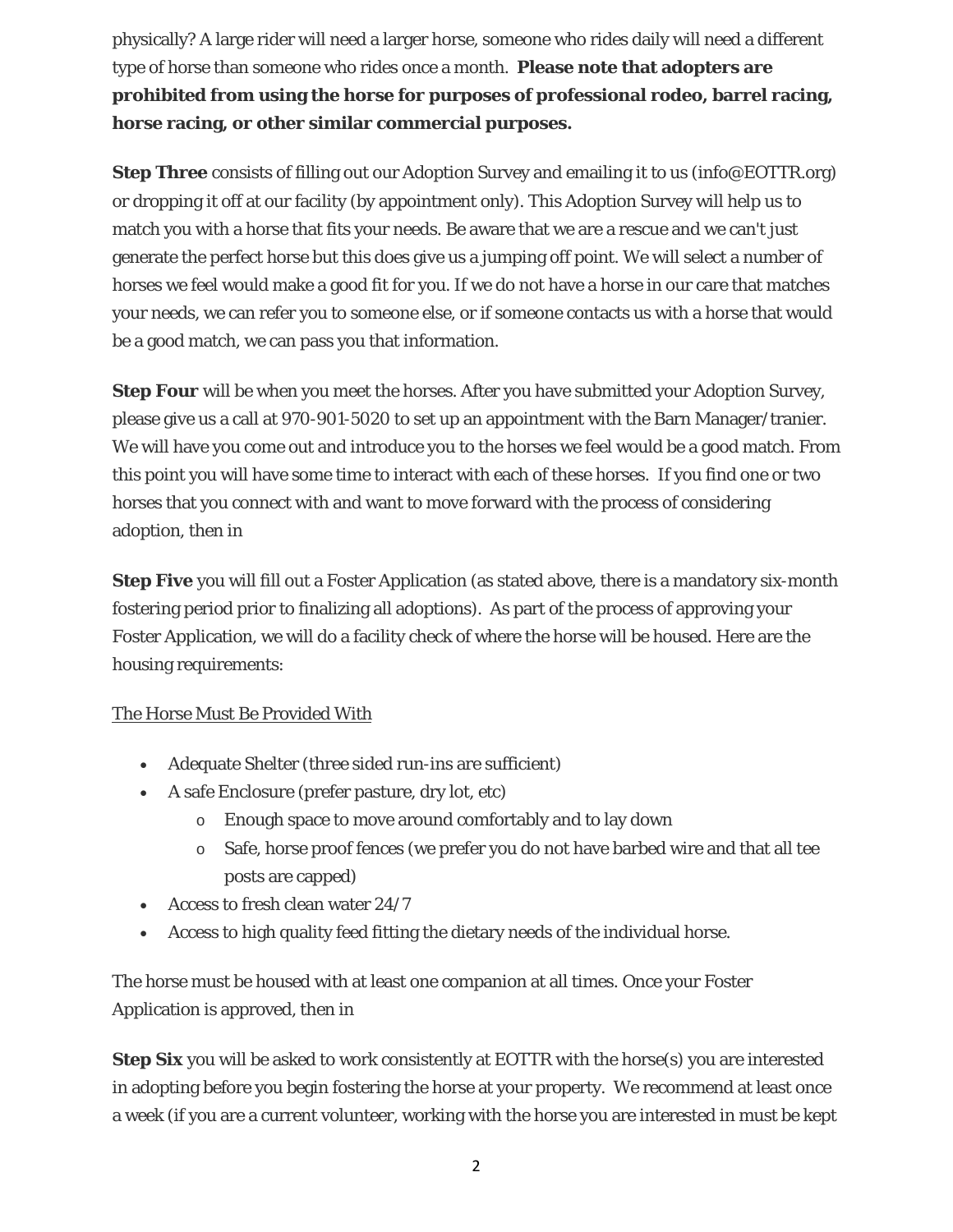physically? A large rider will need a larger horse, someone who rides daily will need a different type of horse than someone who rides once a month. **Please note that adopters are prohibited from using the horse for purposes of professional rodeo, barrel racing, horse racing, or other similar commercial purposes.**

**Step Three** consists of filling out our Adoption Survey and emailing it to us (info@EOTTR.org) or dropping it off at our facility (by appointment only). This Adoption Survey will help us to match you with a horse that fits your needs. Be aware that we are a rescue and we can't just generate the perfect horse but this does give us a jumping off point. We will select a number of horses we feel would make a good fit for you. If we do not have a horse in our care that matches your needs, we can refer you to someone else, or if someone contacts us with a horse that would be a good match, we can pass you that information.

**Step Four** will be when you meet the horses. After you have submitted your Adoption Survey, please give us a call at 970-901-5020 to set up an appointment with the Barn Manager/tranier. We will have you come out and introduce you to the horses we feel would be a good match. From this point you will have some time to interact with each of these horses. If you find one or two horses that you connect with and want to move forward with the process of considering adoption, then in

**Step Five** you will fill out a Foster Application (as stated above, there is a mandatory six-month fostering period prior to finalizing all adoptions). As part of the process of approving your Foster Application, we will do a facility check of where the horse will be housed. Here are the housing requirements:

<u>The Horse Must Be Provided With</u>

- Adequate Shelter (three sided run-ins are sufficient)
- A safe Enclosure (prefer pasture, dry lot, etc)
    - Enough space to move around comfortably and to lay down
    - Safe, horse proof fences (we prefer you do not have barbed wire and that all tee posts are capped)
- Access to fresh clean water 24/7
- Access to high quality feed fitting the dietary needs of the individual horse.

The horse must be housed with at least one companion at all times. Once your Foster Application is approved, then in

**Step Six** you will be asked to work consistently at EOTTR with the horse(s) you are interested in adopting before you begin fostering the horse at your property. We recommend at least once a week (if you are a current volunteer, working with the horse you are interested in must be kept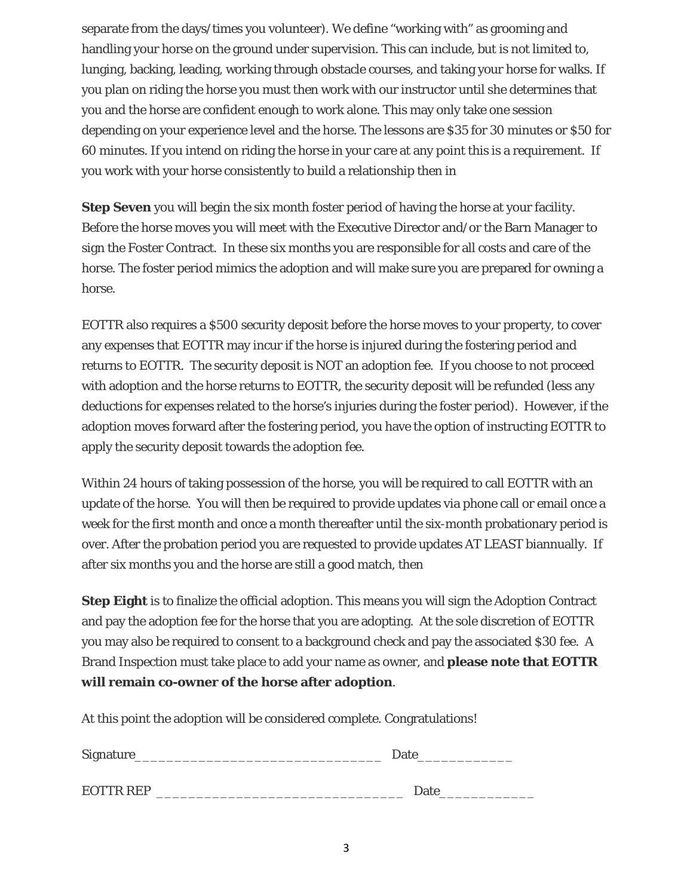separate from the days/times you volunteer). We define "working with" as grooming and handling your horse on the ground under supervision. This can include, but is not limited to, lunging, backing, leading, working through obstacle courses, and taking your horse for walks. If you plan on riding the horse you must then work with our instructor until she determines that you and the horse are confident enough to work alone. This may only take one session depending on your experience level and the horse. The lessons are $35 for 30 minutes or $50 for 60 minutes. If you intend on riding the horse in your care at any point this is a requirement. If you work with your horse consistently to build a relationship then in

**Step Seven** you will begin the six month foster period of having the horse at your facility. Before the horse moves you will meet with the Executive Director and/or the Barn Manager to sign the Foster Contract. In these six months you are responsible for all costs and care of the horse. The foster period mimics the adoption and will make sure you are prepared for owning a horse.

EOTTR also requires a $500 security deposit before the horse moves to your property, to cover any expenses that EOTTR may incur if the horse is injured during the fostering period and returns to EOTTR. The security deposit is NOT an adoption fee. If you choose to not proceed with adoption and the horse returns to EOTTR, the security deposit will be refunded (less any deductions for expenses related to the horse's injuries during the foster period). However, if the adoption moves forward after the fostering period, you have the option of instructing EOTTR to apply the security deposit towards the adoption fee.

Within 24 hours of taking possession of the horse, you will be required to call EOTTR with an update of the horse. You will then be required to provide updates via phone call or email once a week for the first month and once a month thereafter until the six-month probationary period is over. After the probation period you are requested to provide updates AT LEAST biannually. If after six months you and the horse are still a good match, then

**Step Eight** is to finalize the official adoption. This means you will sign the Adoption Contract and pay the adoption fee for the horse that you are adopting. At the sole discretion of EOTTR you may also be required to consent to a background check and pay the associated $30 fee. A Brand Inspection must take place to add your name as owner, and **please note that EOTTR will remain co-owner of the horse after adoption**.

At this point the adoption will be considered complete. Congratulations!

Signature_______________________________ Date____________

EOTTR REP _______________________________ Date____________